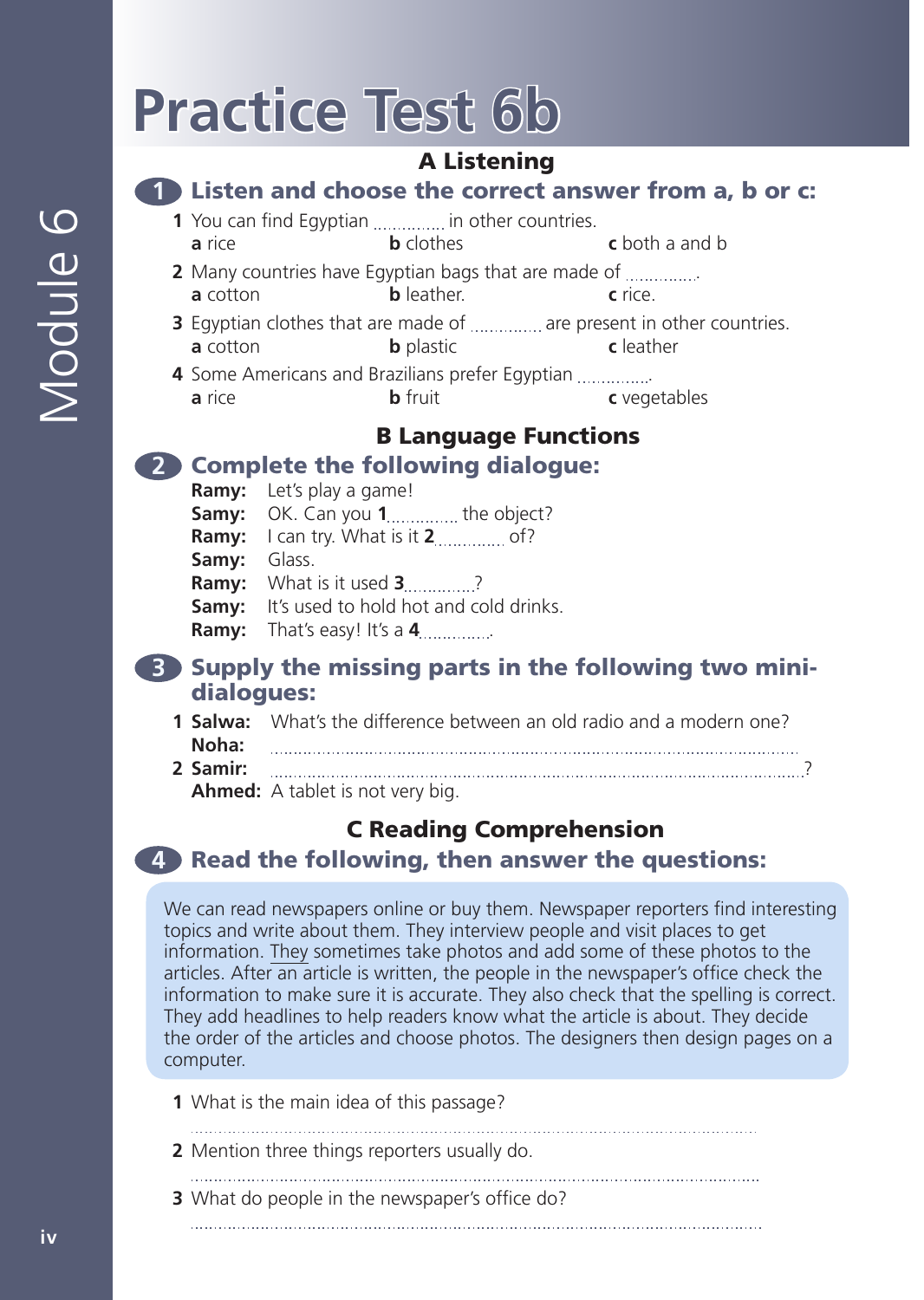# Practice Test 6b

## A Listening

### 1 Listen and choose the correct answer from a, b or c:

1. You can find Egyptian .............. in other countries.
   **a** rice **b** clothes **c** both a and b
2. Many countries have Egyptian bags that are made of ..............
   **a** cotton **b** leather. **c** rice.
3. Egyptian clothes that are made of .............. are present in other countries.
   **a** cotton **b** plastic **c** leather
4. Some Americans and Brazilians prefer Egyptian ..............
   **a** rice **b** fruit **c** vegetables

## B Language Functions

### 2 Complete the following dialogue:

**Ramy:** Let's play a game!
**Samy:** OK. Can you **1**.............. the object?
**Ramy:** I can try. What is it **2**.............. of?
**Samy:** Glass.
**Ramy:** What is it used **3**..............?
**Samy:** It's used to hold hot and cold drinks.
**Ramy:** That's easy! It's a **4**..............

### 3 Supply the missing parts in the following two mini-dialogues:

1. **Salwa:** What's the difference between an old radio and a modern one?
   **Noha:** ..............................................................................................
2. **Samir:** ..............................................................................................?
   **Ahmed:** A tablet is not very big.

## C Reading Comprehension

### 4 Read the following, then answer the questions:

We can read newspapers online or buy them. Newspaper reporters find interesting topics and write about them. They interview people and visit places to get information. They sometimes take photos and add some of these photos to the articles. After an article is written, the people in the newspaper's office check the information to make sure it is accurate. They also check that the spelling is correct. They add headlines to help readers know what the article is about. They decide the order of the articles and choose photos. The designers then design pages on a computer.

1. What is the main idea of this passage?
   ..............................................................................................
2. Mention three things reporters usually do.
   ..............................................................................................
3. What do people in the newspaper's office do?
   ..............................................................................................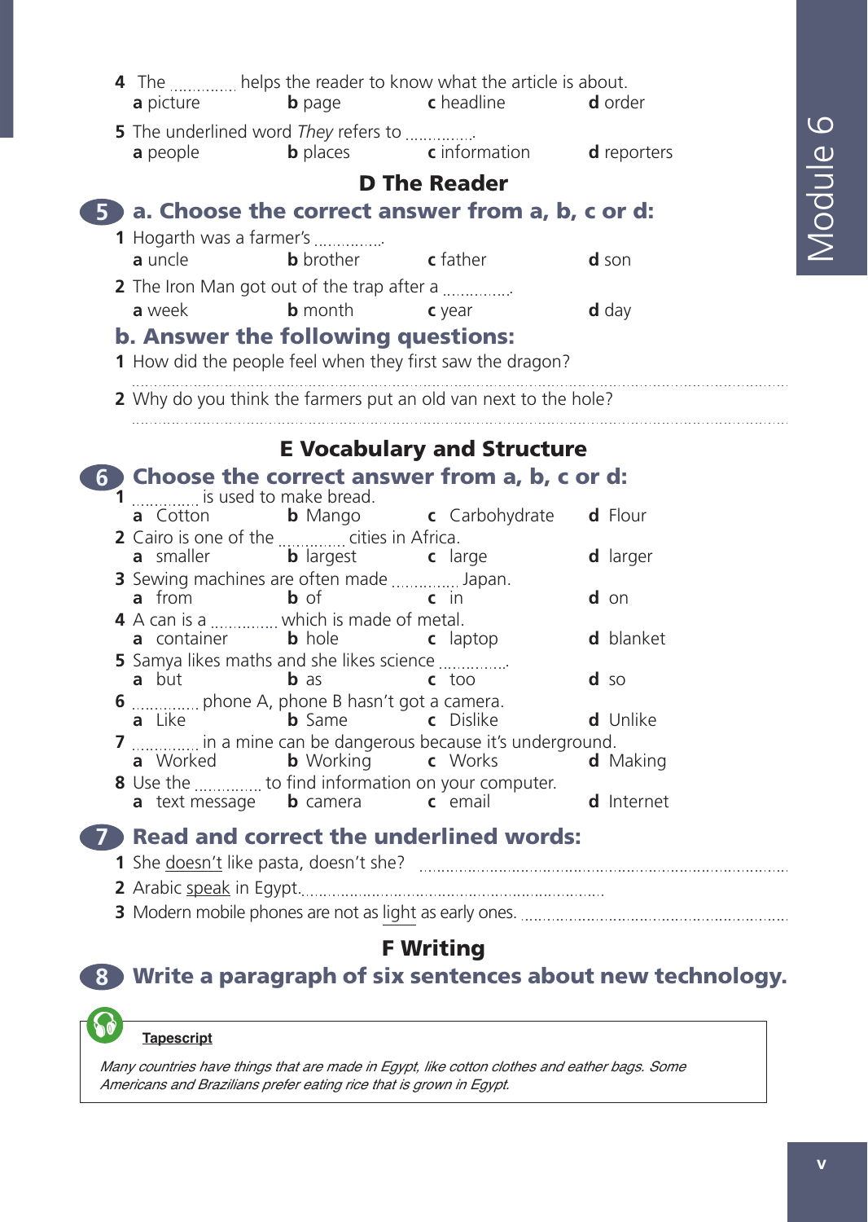4 The .............. helps the reader to know what the article is about.
**a** picture **b** page **c** headline **d** order

5 The underlined word *They* refers to ..............
**a** people **b** places **c** information **d** reporters

## D The Reader

### 5 a. Choose the correct answer from a, b, c or d:

1 Hogarth was a farmer's ..............
**a** uncle **b** brother **c** father **d** son

2 The Iron Man got out of the trap after a ..............
**a** week **b** month **c** year **d** day

### b. Answer the following questions:

1 How did the people feel when they first saw the dragon?

..........................................................................................................................................

2 Why do you think the farmers put an old van next to the hole?

..........................................................................................................................................

## E Vocabulary and Structure

### 6 Choose the correct answer from a, b, c or d:

1 .............. is used to make bread.
**a** Cotton **b** Mango **c** Carbohydrate **d** Flour

2 Cairo is one of the .............. cities in Africa.
**a** smaller **b** largest **c** large **d** larger

3 Sewing machines are often made .............. Japan.
**a** from **b** of **c** in **d** on

4 A can is a .............. which is made of metal.
**a** container **b** hole **c** laptop **d** blanket

5 Samya likes maths and she likes science ..............
**a** but **b** as **c** too **d** so

6 .............. phone A, phone B hasn't got a camera.
**a** Like **b** Same **c** Dislike **d** Unlike

7 .............. in a mine can be dangerous because it's underground.
**a** Worked **b** Working **c** Works **d** Making

8 Use the .............. to find information on your computer.
**a** text message **b** camera **c** email **d** Internet

### 7 Read and correct the underlined words:

1 She doesn't like pasta, doesn't she? ..........................................................................

2 Arabic speak in Egypt. ..........................................................................

3 Modern mobile phones are not as light as early ones. ..........................................................

## F Writing

### 8 Write a paragraph of six sentences about new technology.

**Tapescript**

*Many countries have things that are made in Egypt, like cotton clothes and eather bags. Some Americans and Brazilians prefer eating rice that is grown in Egypt.*